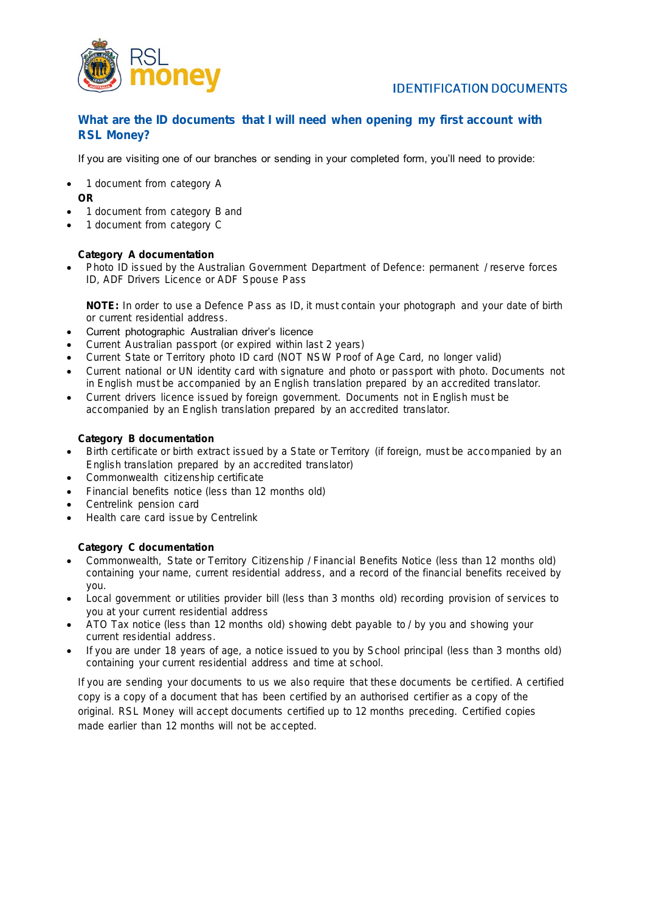# IDENTIFICATION DOCUMENTS

## What are the ID documents that I will need when opening my first account with RSL Money?

If you are visiting one of our branches or sending in your completed form, you'll need to provide:

- 1 document from category A

**OR**

- 1 document from category B and
- 1 document from category C

### Category A documentation

- Photo ID issued by the Australian Government Department of Defence: permanent / reserve forces ID, ADF Drivers Licence or ADF Spouse Pass

  **NOTE:** In order to use a Defence Pass as ID, it must contain your photograph and your date of birth or current residential address.

- Current photographic Australian driver's licence
- Current Australian passport (or expired within last 2 years)
- Current State or Territory photo ID card (NOT NSW Proof of Age Card, no longer valid)
- Current national or UN identity card with signature and photo or passport with photo. Documents not in English must be accompanied by an English translation prepared by an accredited translator.
- Current drivers licence issued by foreign government. Documents not in English must be accompanied by an English translation prepared by an accredited translator.

### Category B documentation

- Birth certificate or birth extract issued by a State or Territory (if foreign, must be accompanied by an English translation prepared by an accredited translator)
- Commonwealth citizenship certificate
- Financial benefits notice (less than 12 months old)
- Centrelink pension card
- Health care card issue by Centrelink

### Category C documentation

- Commonwealth, State or Territory Citizenship / Financial Benefits Notice (less than 12 months old) containing your name, current residential address, and a record of the financial benefits received by you.
- Local government or utilities provider bill (less than 3 months old) recording provision of services to you at your current residential address
- ATO Tax notice (less than 12 months old) showing debt payable to / by you and showing your current residential address.
- If you are under 18 years of age, a notice issued to you by School principal (less than 3 months old) containing your current residential address and time at school.

If you are sending your documents to us we also require that these documents be certified. A certified copy is a copy of a document that has been certified by an authorised certifier as a copy of the original. RSL Money will accept documents certified up to 12 months preceding. Certified copies made earlier than 12 months will not be accepted.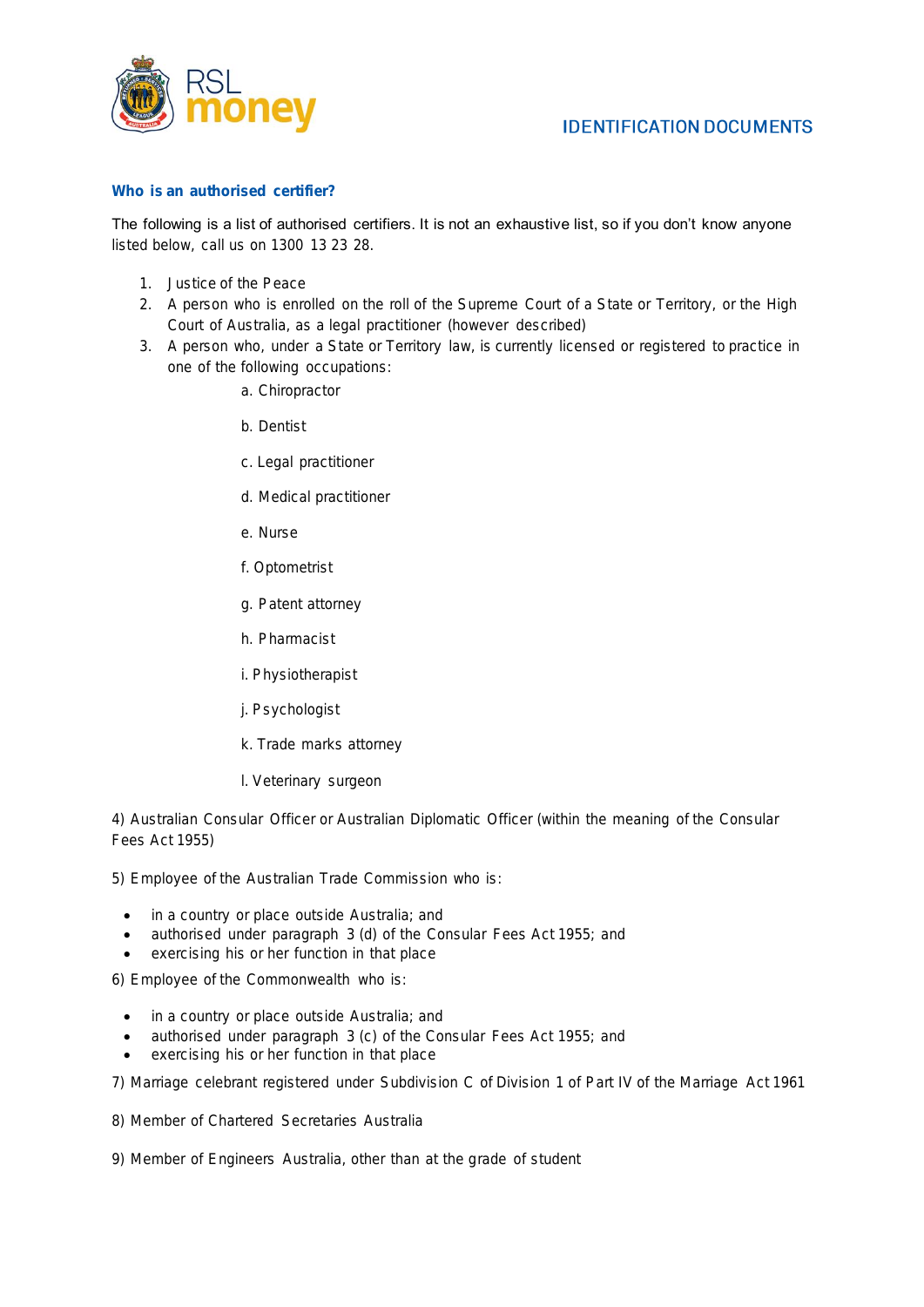## IDENTIFICATION DOCUMENTS

### Who is an authorised certifier?

The following is a list of authorised certifiers. It is not an exhaustive list, so if you don't know anyone listed below, call us on 1300 13 23 28.

1. Justice of the Peace
2. A person who is enrolled on the roll of the Supreme Court of a State or Territory, or the High Court of Australia, as a legal practitioner (however described)
3. A person who, under a State or Territory law, is currently licensed or registered to practice in one of the following occupations:

   a. Chiropractor

   b. Dentist

   c. Legal practitioner

   d. Medical practitioner

   e. Nurse

   f. Optometrist

   g. Patent attorney

   h. Pharmacist

   i. Physiotherapist

   j. Psychologist

   k. Trade marks attorney

   l. Veterinary surgeon

4) Australian Consular Officer or Australian Diplomatic Officer (within the meaning of the Consular Fees Act 1955)

5) Employee of the Australian Trade Commission who is:

- in a country or place outside Australia; and
- authorised under paragraph 3 (d) of the Consular Fees Act 1955; and
- exercising his or her function in that place

6) Employee of the Commonwealth who is:

- in a country or place outside Australia; and
- authorised under paragraph 3 (c) of the Consular Fees Act 1955; and
- exercising his or her function in that place

7) Marriage celebrant registered under Subdivision C of Division 1 of Part IV of the Marriage Act 1961

8) Member of Chartered Secretaries Australia

9) Member of Engineers Australia, other than at the grade of student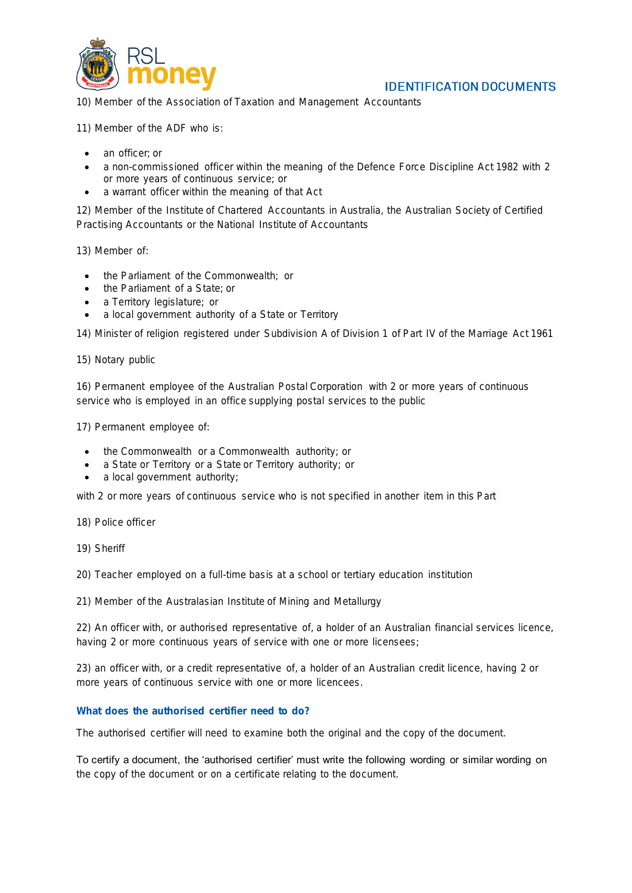10) Member of the Association of Taxation and Management Accountants

11) Member of the ADF who is:

- an officer; or
- a non-commissioned officer within the meaning of the Defence Force Discipline Act 1982 with 2 or more years of continuous service; or
- a warrant officer within the meaning of that Act

12) Member of the Institute of Chartered Accountants in Australia, the Australian Society of Certified Practising Accountants or the National Institute of Accountants

13) Member of:

- the Parliament of the Commonwealth; or
- the Parliament of a State; or
- a Territory legislature; or
- a local government authority of a State or Territory

14) Minister of religion registered under Subdivision A of Division 1 of Part IV of the Marriage Act 1961

15) Notary public

16) Permanent employee of the Australian Postal Corporation with 2 or more years of continuous service who is employed in an office supplying postal services to the public

17) Permanent employee of:

- the Commonwealth or a Commonwealth authority; or
- a State or Territory or a State or Territory authority; or
- a local government authority;

with 2 or more years of continuous service who is not specified in another item in this Part

18) Police officer

19) Sheriff

20) Teacher employed on a full-time basis at a school or tertiary education institution

21) Member of the Australasian Institute of Mining and Metallurgy

22) An officer with, or authorised representative of, a holder of an Australian financial services licence, having 2 or more continuous years of service with one or more licensees;

23) an officer with, or a credit representative of, a holder of an Australian credit licence, having 2 or more years of continuous service with one or more licencees.

### What does the authorised certifier need to do?

The authorised certifier will need to examine both the original and the copy of the document.

To certify a document, the 'authorised certifier' must write the following wording or similar wording on the copy of the document or on a certificate relating to the document.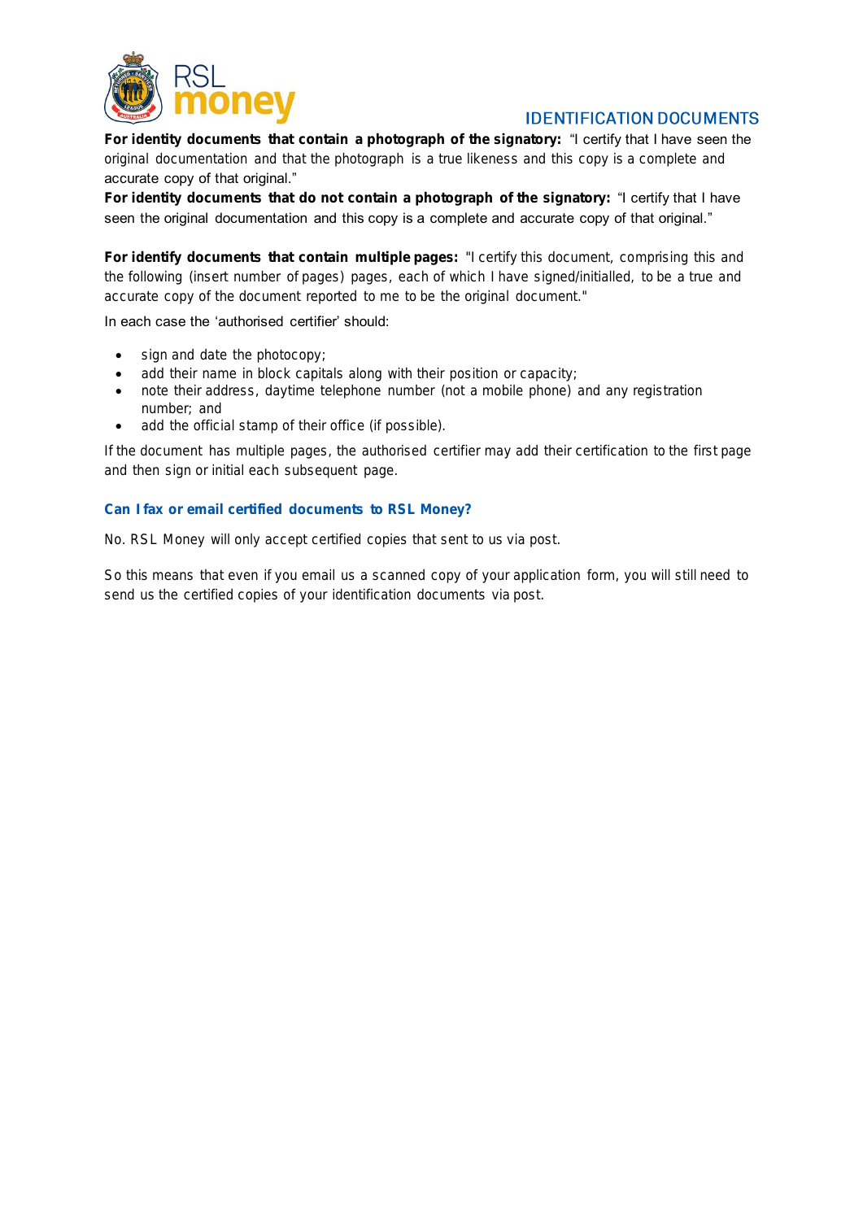**For identity documents that contain a photograph of the signatory:** "I certify that I have seen the original documentation and that the photograph is a true likeness and this copy is a complete and accurate copy of that original."

**For identity documents that do not contain a photograph of the signatory:** "I certify that I have seen the original documentation and this copy is a complete and accurate copy of that original."

**For identify documents that contain multiple pages:** "I certify this document, comprising this and the following (insert number of pages) pages, each of which I have signed/initialled, to be a true and accurate copy of the document reported to me to be the original document."

In each case the 'authorised certifier' should:

- sign and date the photocopy;
- add their name in block capitals along with their position or capacity;
- note their address, daytime telephone number (not a mobile phone) and any registration number; and
- add the official stamp of their office (if possible).

If the document has multiple pages, the authorised certifier may add their certification to the first page and then sign or initial each subsequent page.

### Can I fax or email certified documents to RSL Money?

No. RSL Money will only accept certified copies that sent to us via post.

So this means that even if you email us a scanned copy of your application form, you will still need to send us the certified copies of your identification documents via post.